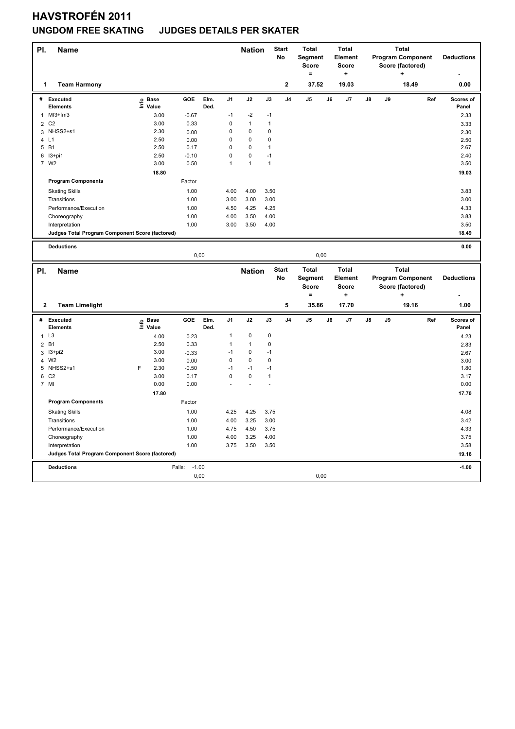# HAVSTROFÉN 2011

## UNGDOM FREE SKATING JUDGES DETAILS PER SKATER

| Pl. | Name | Nation | Start No | Total Segment Score = | Total Element Score + | Total Program Component Score (factored) + | Deductions - |
|---|---|---|---|---|---|---|---|
| 1 | Team Harmony | | 2 | 37.52 | 19.03 | 18.49 | 0.00 |

| # | Executed Elements | Info | Base Value | GOE | Elm. Ded. | J1 | J2 | J3 | J4 | J5 | J6 | J7 | J8 | J9 | Ref | Scores of Panel |
|---|---|---|---|---|---|---|---|---|---|---|---|---|---|---|---|---|
| 1 | MI3+fm3 | | 3.00 | -0.67 | | -1 | -2 | -1 | | | | | | | | 2.33 |
| 2 | C2 | | 3.00 | 0.33 | | 0 | 1 | 1 | | | | | | | | 3.33 |
| 3 | NHSS2+s1 | | 2.30 | 0.00 | | 0 | 0 | 0 | | | | | | | | 2.30 |
| 4 | L1 | | 2.50 | 0.00 | | 0 | 0 | 0 | | | | | | | | 2.50 |
| 5 | B1 | | 2.50 | 0.17 | | 0 | 0 | 1 | | | | | | | | 2.67 |
| 6 | I3+pi1 | | 2.50 | -0.10 | | 0 | 0 | -1 | | | | | | | | 2.40 |
| 7 | W2 | | 3.00 | 0.50 | | 1 | 1 | 1 | | | | | | | | 3.50 |
| | | | 18.80 | | | | | | | | | | | | | 19.03 |

| Program Components | Factor | J1 | J2 | J3 | J4 | J5 | J6 | J7 | J8 | J9 | Scores of Panel |
|---|---|---|---|---|---|---|---|---|---|---|---|
| Skating Skills | 1.00 | 4.00 | 4.00 | 3.50 | | | | | | | 3.83 |
| Transitions | 1.00 | 3.00 | 3.00 | 3.00 | | | | | | | 3.00 |
| Performance/Execution | 1.00 | 4.50 | 4.25 | 4.25 | | | | | | | 4.33 |
| Choreography | 1.00 | 4.00 | 3.50 | 4.00 | | | | | | | 3.83 |
| Interpretation | 1.00 | 3.00 | 3.50 | 4.00 | | | | | | | 3.50 |
| Judges Total Program Component Score (factored) | | | | | | | | | | | 18.49 |

**Deductions** 0.00

0,00 0,00

| Pl. | Name | Nation | Start No | Total Segment Score = | Total Element Score + | Total Program Component Score (factored) + | Deductions - |
|---|---|---|---|---|---|---|---|
| 2 | Team Limelight | | 5 | 35.86 | 17.70 | 19.16 | 1.00 |

| # | Executed Elements | Info | Base Value | GOE | Elm. Ded. | J1 | J2 | J3 | J4 | J5 | J6 | J7 | J8 | J9 | Ref | Scores of Panel |
|---|---|---|---|---|---|---|---|---|---|---|---|---|---|---|---|---|
| 1 | L3 | | 4.00 | 0.23 | | 1 | 0 | 0 | | | | | | | | 4.23 |
| 2 | B1 | | 2.50 | 0.33 | | 1 | 1 | 0 | | | | | | | | 2.83 |
| 3 | I3+pi2 | | 3.00 | -0.33 | | -1 | 0 | -1 | | | | | | | | 2.67 |
| 4 | W2 | | 3.00 | 0.00 | | 0 | 0 | 0 | | | | | | | | 3.00 |
| 5 | NHSS2+s1 | F | 2.30 | -0.50 | | -1 | -1 | -1 | | | | | | | | 1.80 |
| 6 | C2 | | 3.00 | 0.17 | | 0 | 0 | 1 | | | | | | | | 3.17 |
| 7 | MI | | 0.00 | 0.00 | | - | - | - | | | | | | | | 0.00 |
| | | | 17.80 | | | | | | | | | | | | | 17.70 |

| Program Components | Factor | J1 | J2 | J3 | J4 | J5 | J6 | J7 | J8 | J9 | Scores of Panel |
|---|---|---|---|---|---|---|---|---|---|---|---|
| Skating Skills | 1.00 | 4.25 | 4.25 | 3.75 | | | | | | | 4.08 |
| Transitions | 1.00 | 4.00 | 3.25 | 3.00 | | | | | | | 3.42 |
| Performance/Execution | 1.00 | 4.75 | 4.50 | 3.75 | | | | | | | 4.33 |
| Choreography | 1.00 | 4.00 | 3.25 | 4.00 | | | | | | | 3.75 |
| Interpretation | 1.00 | 3.75 | 3.50 | 3.50 | | | | | | | 3.58 |
| Judges Total Program Component Score (factored) | | | | | | | | | | | 19.16 |

**Deductions** Falls: -1.00 -1.00

0,00 0,00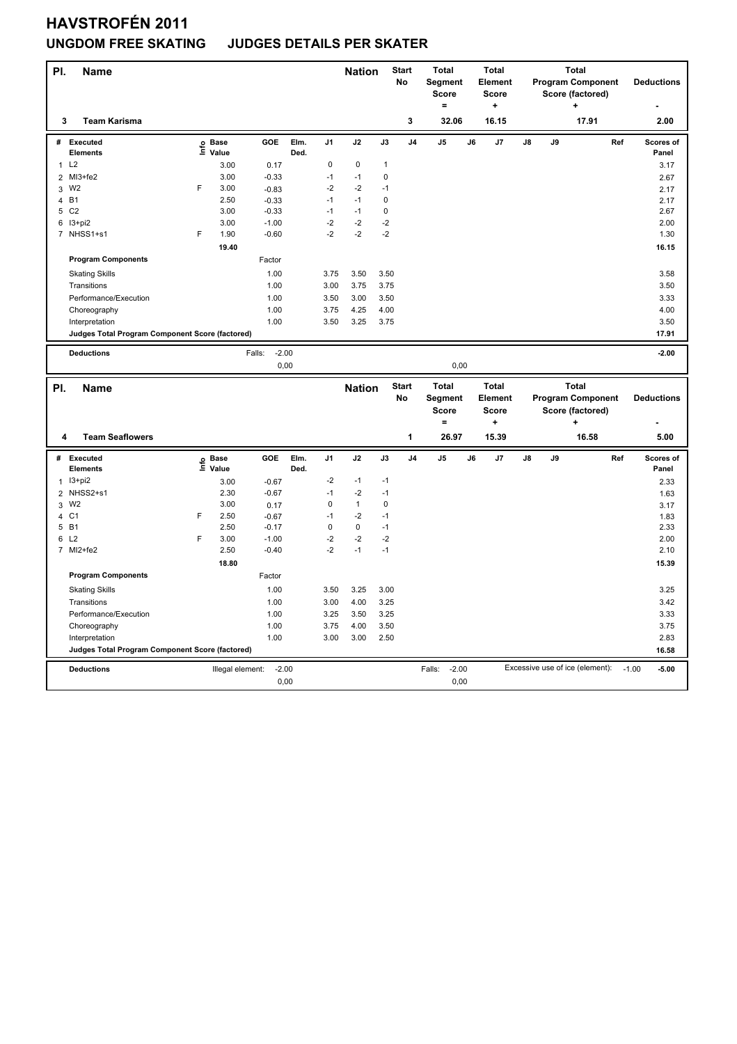# HAVSTROFÉN 2011

## UNGDOM FREE SKATING JUDGES DETAILS PER SKATER

| Pl. | Name | Nation | Start No | Total Segment Score = | Total Element Score + | Total Program Component Score (factored) + | Deductions - |
|---|---|---|---|---|---|---|---|
| 3 | Team Karisma | | 3 | 32.06 | 16.15 | 17.91 | 2.00 |

| # | Executed Elements | Info | Base Value | GOE | Elm. Ded. | J1 | J2 | J3 | J4 | J5 | J6 | J7 | J8 | J9 | Ref | Scores of Panel |
|---|---|---|---|---|---|---|---|---|---|---|---|---|---|---|---|---|
| 1 | L2 | | 3.00 | 0.17 | | 0 | 0 | 1 | | | | | | | | 3.17 |
| 2 | MI3+fe2 | | 3.00 | -0.33 | | -1 | -1 | 0 | | | | | | | | 2.67 |
| 3 | W2 | F | 3.00 | -0.83 | | -2 | -2 | -1 | | | | | | | | 2.17 |
| 4 | B1 | | 2.50 | -0.33 | | -1 | -1 | 0 | | | | | | | | 2.17 |
| 5 | C2 | | 3.00 | -0.33 | | -1 | -1 | 0 | | | | | | | | 2.67 |
| 6 | I3+pi2 | | 3.00 | -1.00 | | -2 | -2 | -2 | | | | | | | | 2.00 |
| 7 | NHSS1+s1 | F | 1.90 | -0.60 | | -2 | -2 | -2 | | | | | | | | 1.30 |
| | | | 19.40 | | | | | | | | | | | | | 16.15 |

| Program Components | Factor | J1 | J2 | J3 | J4 | J5 | J6 | J7 | J8 | J9 | Scores of Panel |
|---|---|---|---|---|---|---|---|---|---|---|---|
| Skating Skills | 1.00 | 3.75 | 3.50 | 3.50 | | | | | | | 3.58 |
| Transitions | 1.00 | 3.00 | 3.75 | 3.75 | | | | | | | 3.50 |
| Performance/Execution | 1.00 | 3.50 | 3.00 | 3.50 | | | | | | | 3.33 |
| Choreography | 1.00 | 3.75 | 4.25 | 4.00 | | | | | | | 4.00 |
| Interpretation | 1.00 | 3.50 | 3.25 | 3.75 | | | | | | | 3.50 |
| Judges Total Program Component Score (factored) | | | | | | | | | | | 17.91 |

| Deductions | Falls: -2.00 | | -2.00 |
|---|---|---|---|
| | 0,00 | 0,00 | |

| Pl. | Name | Nation | Start No | Total Segment Score = | Total Element Score + | Total Program Component Score (factored) + | Deductions - |
|---|---|---|---|---|---|---|---|
| 4 | Team Seaflowers | | 1 | 26.97 | 15.39 | 16.58 | 5.00 |

| # | Executed Elements | Info | Base Value | GOE | Elm. Ded. | J1 | J2 | J3 | J4 | J5 | J6 | J7 | J8 | J9 | Ref | Scores of Panel |
|---|---|---|---|---|---|---|---|---|---|---|---|---|---|---|---|---|
| 1 | I3+pi2 | | 3.00 | -0.67 | | -2 | -1 | -1 | | | | | | | | 2.33 |
| 2 | NHSS2+s1 | | 2.30 | -0.67 | | -1 | -2 | -1 | | | | | | | | 1.63 |
| 3 | W2 | | 3.00 | 0.17 | | 0 | 1 | 0 | | | | | | | | 3.17 |
| 4 | C1 | F | 2.50 | -0.67 | | -1 | -2 | -1 | | | | | | | | 1.83 |
| 5 | B1 | | 2.50 | -0.17 | | 0 | 0 | -1 | | | | | | | | 2.33 |
| 6 | L2 | F | 3.00 | -1.00 | | -2 | -2 | -2 | | | | | | | | 2.00 |
| 7 | MI2+fe2 | | 2.50 | -0.40 | | -2 | -1 | -1 | | | | | | | | 2.10 |
| | | | 18.80 | | | | | | | | | | | | | 15.39 |

| Program Components | Factor | J1 | J2 | J3 | J4 | J5 | J6 | J7 | J8 | J9 | Scores of Panel |
|---|---|---|---|---|---|---|---|---|---|---|---|
| Skating Skills | 1.00 | 3.50 | 3.25 | 3.00 | | | | | | | 3.25 |
| Transitions | 1.00 | 3.00 | 4.00 | 3.25 | | | | | | | 3.42 |
| Performance/Execution | 1.00 | 3.25 | 3.50 | 3.25 | | | | | | | 3.33 |
| Choreography | 1.00 | 3.75 | 4.00 | 3.50 | | | | | | | 3.75 |
| Interpretation | 1.00 | 3.00 | 3.00 | 2.50 | | | | | | | 2.83 |
| Judges Total Program Component Score (factored) | | | | | | | | | | | 16.58 |

| Deductions | Illegal element: -2.00 | Falls: -2.00 | Excessive use of ice (element): -1.00 | -5.00 |
|---|---|---|---|---|
| | 0,00 | 0,00 | | |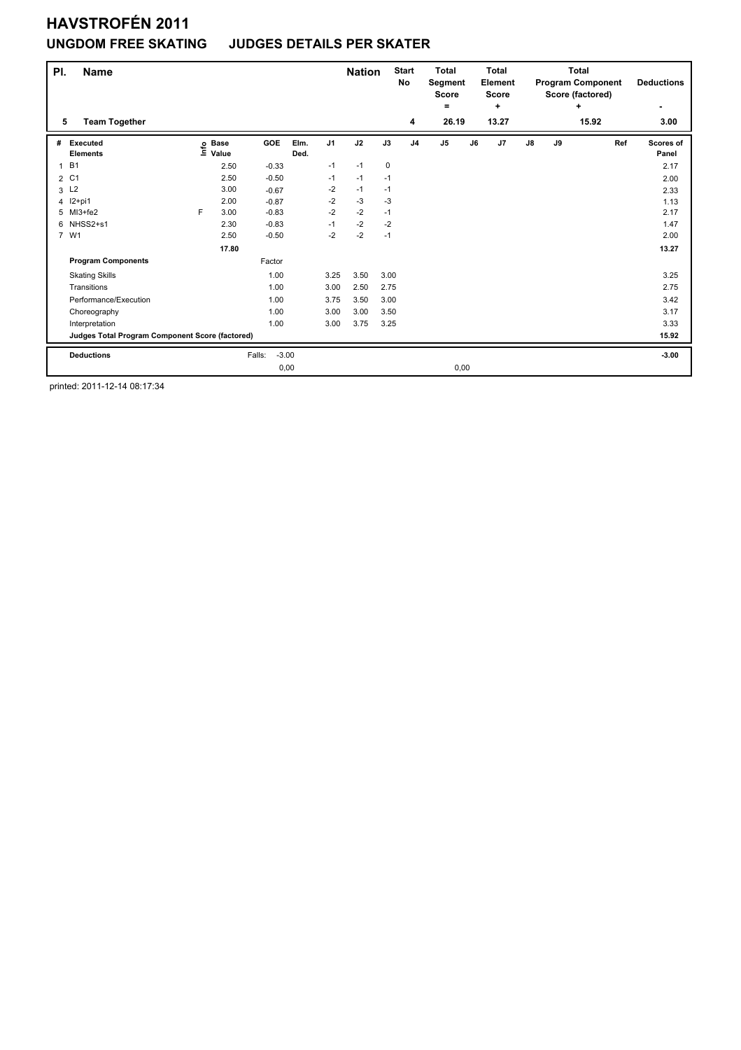# HAVSTROFÉN 2011

## UNGDOM FREE SKATING JUDGES DETAILS PER SKATER

| Pl. | Name | Nation | Start No | Total Segment Score = | Total Element Score + | Total Program Component Score (factored) + | Deductions - |
|---|---|---|---|---|---|---|---|
| 5 | Team Together | | 4 | 26.19 | 13.27 | 15.92 | 3.00 |

| # | Executed Elements | Info | Base Value | GOE | Elm. Ded. | J1 | J2 | J3 | J4 | J5 | J6 | J7 | J8 | J9 | Ref | Scores of Panel |
|---|---|---|---|---|---|---|---|---|---|---|---|---|---|---|---|---|
| 1 | B1 | | 2.50 | -0.33 | | -1 | -1 | 0 | | | | | | | | 2.17 |
| 2 | C1 | | 2.50 | -0.50 | | -1 | -1 | -1 | | | | | | | | 2.00 |
| 3 | L2 | | 3.00 | -0.67 | | -2 | -1 | -1 | | | | | | | | 2.33 |
| 4 | I2+pi1 | | 2.00 | -0.87 | | -2 | -3 | -3 | | | | | | | | 1.13 |
| 5 | MI3+fe2 | F | 3.00 | -0.83 | | -2 | -2 | -1 | | | | | | | | 2.17 |
| 6 | NHSS2+s1 | | 2.30 | -0.83 | | -1 | -2 | -2 | | | | | | | | 1.47 |
| 7 | W1 | | 2.50 | -0.50 | | -2 | -2 | -1 | | | | | | | | 2.00 |
| | | | 17.80 | | | | | | | | | | | | | 13.27 |
| | **Program Components** | | | Factor | | | | | | | | | | | | |
| | Skating Skills | | | 1.00 | | 3.25 | 3.50 | 3.00 | | | | | | | | 3.25 |
| | Transitions | | | 1.00 | | 3.00 | 2.50 | 2.75 | | | | | | | | 2.75 |
| | Performance/Execution | | | 1.00 | | 3.75 | 3.50 | 3.00 | | | | | | | | 3.42 |
| | Choreography | | | 1.00 | | 3.00 | 3.00 | 3.50 | | | | | | | | 3.17 |
| | Interpretation | | | 1.00 | | 3.00 | 3.75 | 3.25 | | | | | | | | 3.33 |
| | **Judges Total Program Component Score (factored)** | | | | | | | | | | | | | | | 15.92 |
| | **Deductions** | | | Falls: -3.00 | | | | | | | | | | | | -3.00 |
| | | | | 0,00 | | | | | | 0,00 | | | | | | |

printed: 2011-12-14 08:17:34